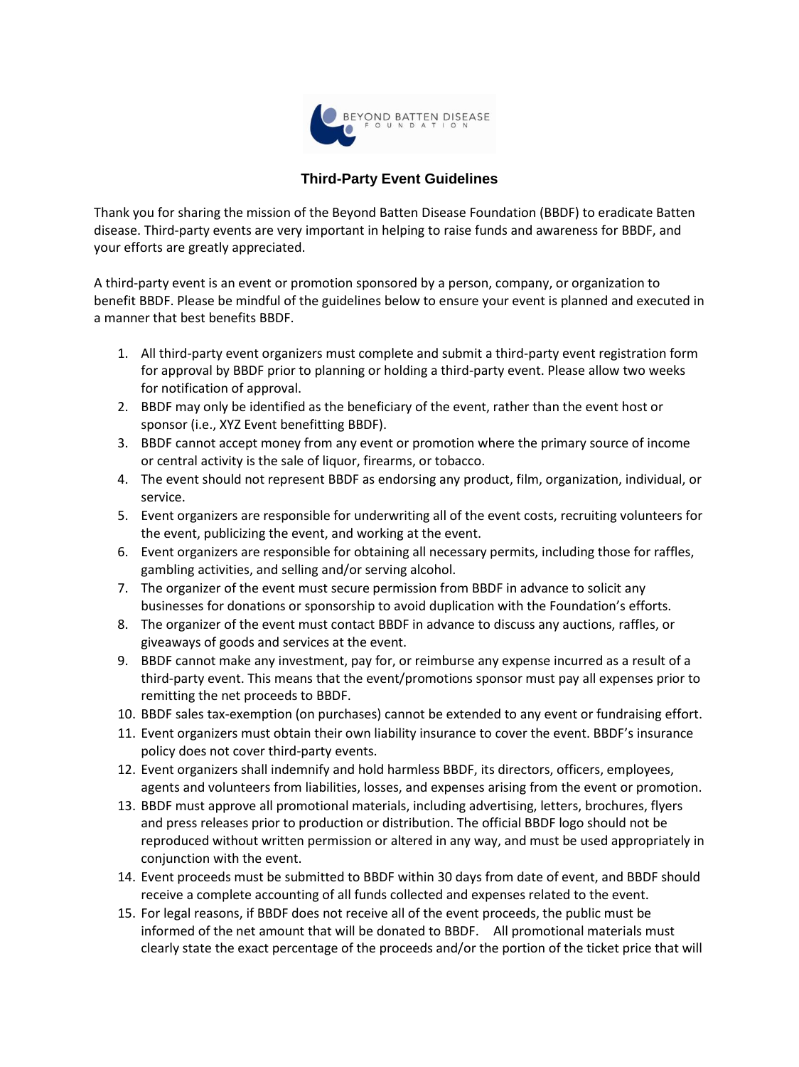# Third-Party Event Guidelines

Thank you for sharing the mission of the Beyond Batten Disease Foundation (BBDF) to eradicate Batten disease. Third-party events are very important in helping to raise funds and awareness for BBDF, and your efforts are greatly appreciated.

A third-party event is an event or promotion sponsored by a person, company, or organization to benefit BBDF. Please be mindful of the guidelines below to ensure your event is planned and executed in a manner that best benefits BBDF.

1. All third-party event organizers must complete and submit a third-party event registration form for approval by BBDF prior to planning or holding a third-party event. Please allow two weeks for notification of approval.
2. BBDF may only be identified as the beneficiary of the event, rather than the event host or sponsor (i.e., XYZ Event benefitting BBDF).
3. BBDF cannot accept money from any event or promotion where the primary source of income or central activity is the sale of liquor, firearms, or tobacco.
4. The event should not represent BBDF as endorsing any product, film, organization, individual, or service.
5. Event organizers are responsible for underwriting all of the event costs, recruiting volunteers for the event, publicizing the event, and working at the event.
6. Event organizers are responsible for obtaining all necessary permits, including those for raffles, gambling activities, and selling and/or serving alcohol.
7. The organizer of the event must secure permission from BBDF in advance to solicit any businesses for donations or sponsorship to avoid duplication with the Foundation's efforts.
8. The organizer of the event must contact BBDF in advance to discuss any auctions, raffles, or giveaways of goods and services at the event.
9. BBDF cannot make any investment, pay for, or reimburse any expense incurred as a result of a third-party event. This means that the event/promotions sponsor must pay all expenses prior to remitting the net proceeds to BBDF.
10. BBDF sales tax-exemption (on purchases) cannot be extended to any event or fundraising effort.
11. Event organizers must obtain their own liability insurance to cover the event. BBDF's insurance policy does not cover third-party events.
12. Event organizers shall indemnify and hold harmless BBDF, its directors, officers, employees, agents and volunteers from liabilities, losses, and expenses arising from the event or promotion.
13. BBDF must approve all promotional materials, including advertising, letters, brochures, flyers and press releases prior to production or distribution. The official BBDF logo should not be reproduced without written permission or altered in any way, and must be used appropriately in conjunction with the event.
14. Event proceeds must be submitted to BBDF within 30 days from date of event, and BBDF should receive a complete accounting of all funds collected and expenses related to the event.
15. For legal reasons, if BBDF does not receive all of the event proceeds, the public must be informed of the net amount that will be donated to BBDF. All promotional materials must clearly state the exact percentage of the proceeds and/or the portion of the ticket price that will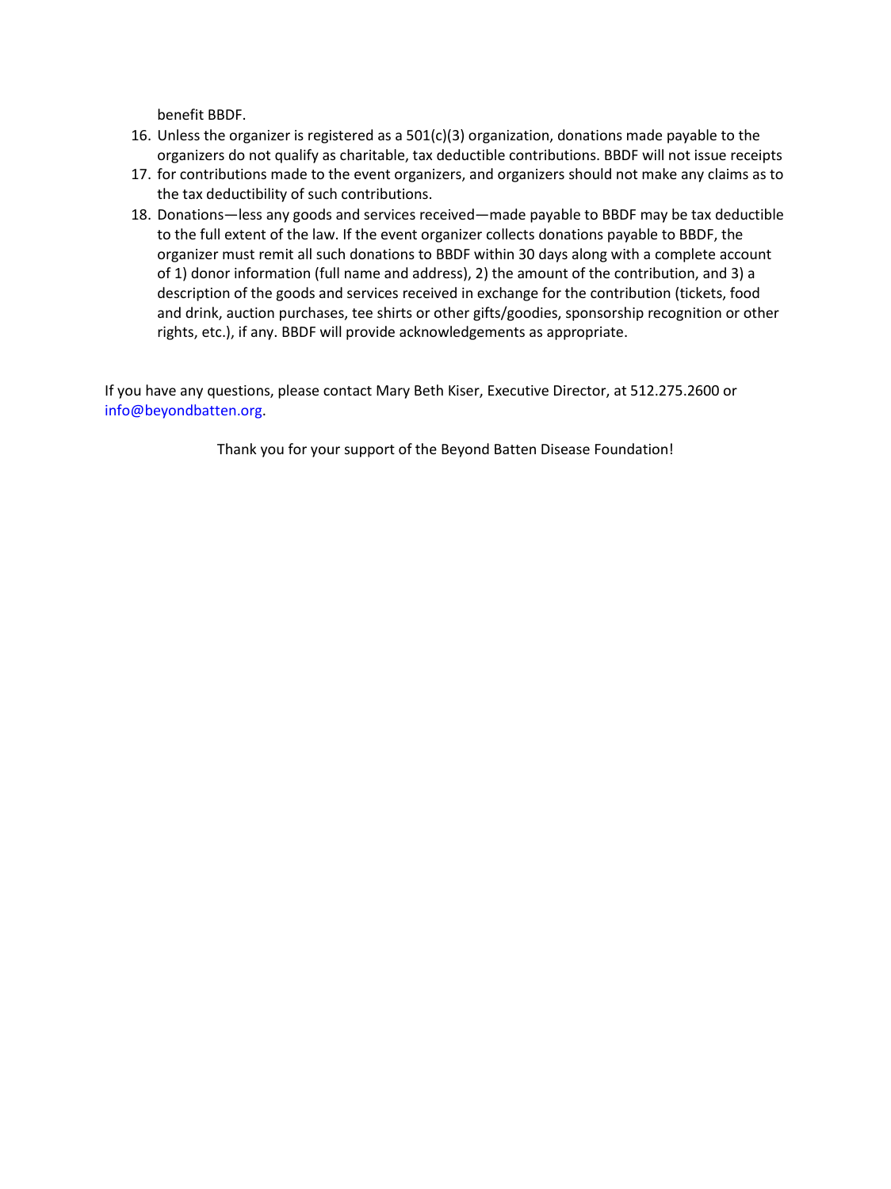benefit BBDF.

16. Unless the organizer is registered as a 501(c)(3) organization, donations made payable to the organizers do not qualify as charitable, tax deductible contributions. BBDF will not issue receipts
17. for contributions made to the event organizers, and organizers should not make any claims as to the tax deductibility of such contributions.
18. Donations—less any goods and services received—made payable to BBDF may be tax deductible to the full extent of the law. If the event organizer collects donations payable to BBDF, the organizer must remit all such donations to BBDF within 30 days along with a complete account of 1) donor information (full name and address), 2) the amount of the contribution, and 3) a description of the goods and services received in exchange for the contribution (tickets, food and drink, auction purchases, tee shirts or other gifts/goodies, sponsorship recognition or other rights, etc.), if any. BBDF will provide acknowledgements as appropriate.

If you have any questions, please contact Mary Beth Kiser, Executive Director, at 512.275.2600 or info@beyondbatten.org.

Thank you for your support of the Beyond Batten Disease Foundation!